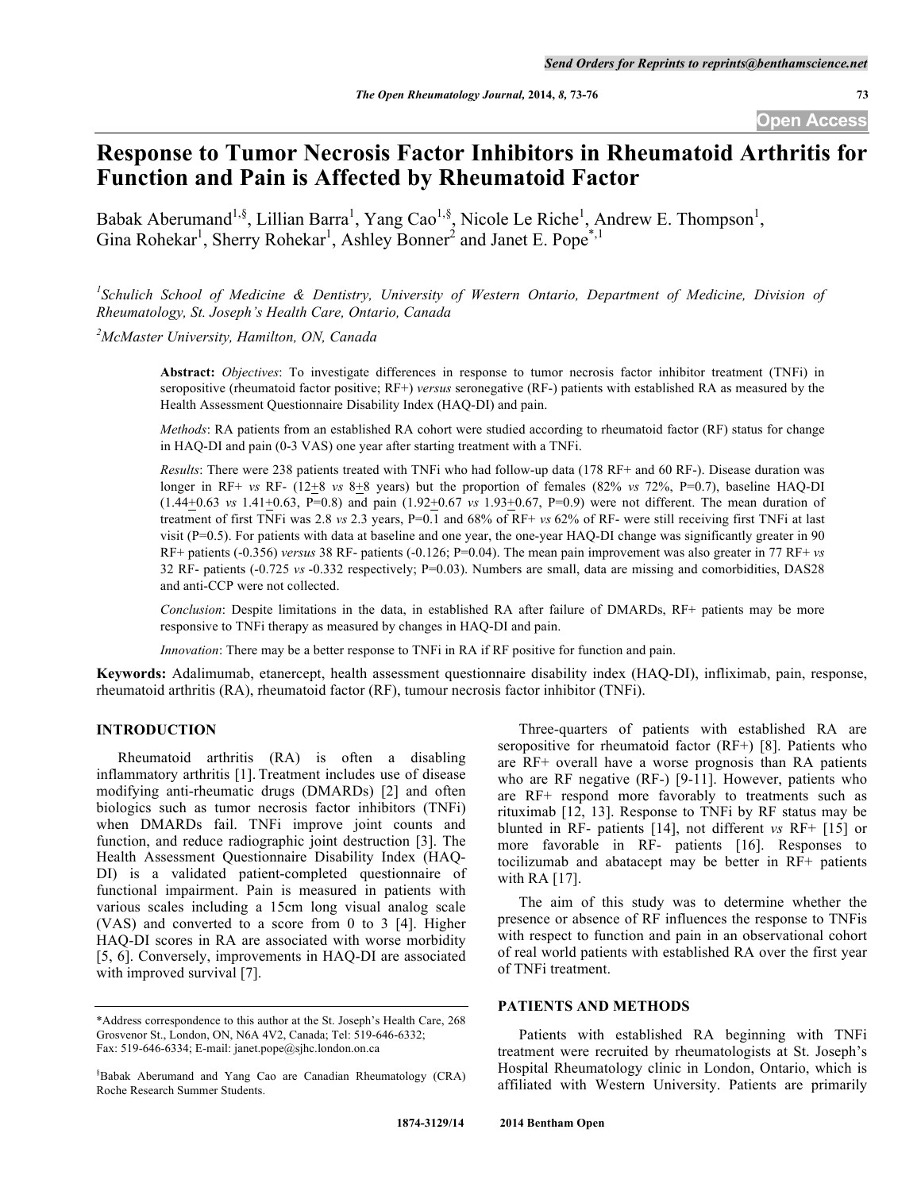# Response to Tumor Necrosis Factor Inhibitors in Rheumatoid Arthritis for Function and Pain is Affected by Rheumatoid Factor

Babak Aberumand[1,§], Lillian Barra[1], Yang Cao[1,§], Nicole Le Riche[1], Andrew E. Thompson[1], Gina Rohekar[1], Sherry Rohekar[1], Ashley Bonner[2] and Janet E. Pope[*,1]

[1]*Schulich School of Medicine & Dentistry, University of Western Ontario, Department of Medicine, Division of Rheumatology, St. Joseph's Health Care, Ontario, Canada*

[2]*McMaster University, Hamilton, ON, Canada*

**Abstract:** *Objectives*: To investigate differences in response to tumor necrosis factor inhibitor treatment (TNFi) in seropositive (rheumatoid factor positive; RF+) *versus* seronegative (RF-) patients with established RA as measured by the Health Assessment Questionnaire Disability Index (HAQ-DI) and pain.

*Methods*: RA patients from an established RA cohort were studied according to rheumatoid factor (RF) status for change in HAQ-DI and pain (0-3 VAS) one year after starting treatment with a TNFi.

*Results*: There were 238 patients treated with TNFi who had follow-up data (178 RF+ and 60 RF-). Disease duration was longer in RF+ *vs* RF- (12±8 *vs* 8±8 years) but the proportion of females (82% *vs* 72%, P=0.7), baseline HAQ-DI (1.44±0.63 *vs* 1.41±0.63, P=0.8) and pain (1.92±0.67 *vs* 1.93±0.67, P=0.9) were not different. The mean duration of treatment of first TNFi was 2.8 *vs* 2.3 years, P=0.1 and 68% of RF+ *vs* 62% of RF- were still receiving first TNFi at last visit (P=0.5). For patients with data at baseline and one year, the one-year HAQ-DI change was significantly greater in 90 RF+ patients (-0.356) *versus* 38 RF- patients (-0.126; P=0.04). The mean pain improvement was also greater in 77 RF+ *vs* 32 RF- patients (-0.725 *vs* -0.332 respectively; P=0.03). Numbers are small, data are missing and comorbidities, DAS28 and anti-CCP were not collected.

*Conclusion*: Despite limitations in the data, in established RA after failure of DMARDs, RF+ patients may be more responsive to TNFi therapy as measured by changes in HAQ-DI and pain.

*Innovation*: There may be a better response to TNFi in RA if RF positive for function and pain.

**Keywords:** Adalimumab, etanercept, health assessment questionnaire disability index (HAQ-DI), infliximab, pain, response, rheumatoid arthritis (RA), rheumatoid factor (RF), tumour necrosis factor inhibitor (TNFi).

## INTRODUCTION

Rheumatoid arthritis (RA) is often a disabling inflammatory arthritis [1]. Treatment includes use of disease modifying anti-rheumatic drugs (DMARDs) [2] and often biologics such as tumor necrosis factor inhibitors (TNFi) when DMARDs fail. TNFi improve joint counts and function, and reduce radiographic joint destruction [3]. The Health Assessment Questionnaire Disability Index (HAQ-DI) is a validated patient-completed questionnaire of functional impairment. Pain is measured in patients with various scales including a 15cm long visual analog scale (VAS) and converted to a score from 0 to 3 [4]. Higher HAQ-DI scores in RA are associated with worse morbidity [5, 6]. Conversely, improvements in HAQ-DI are associated with improved survival [7].

Three-quarters of patients with established RA are seropositive for rheumatoid factor (RF+) [8]. Patients who are RF+ overall have a worse prognosis than RA patients who are RF negative (RF-) [9-11]. However, patients who are RF+ respond more favorably to treatments such as rituximab [12, 13]. Response to TNFi by RF status may be blunted in RF- patients [14], not different *vs* RF+ [15] or more favorable in RF- patients [16]. Responses to tocilizumab and abatacept may be better in RF+ patients with RA [17].

The aim of this study was to determine whether the presence or absence of RF influences the response to TNFis with respect to function and pain in an observational cohort of real world patients with established RA over the first year of TNFi treatment.

## PATIENTS AND METHODS

Patients with established RA beginning with TNFi treatment were recruited by rheumatologists at St. Joseph's Hospital Rheumatology clinic in London, Ontario, which is affiliated with Western University. Patients are primarily

---

*Address correspondence to this author at the St. Joseph's Health Care, 268 Grosvenor St., London, ON, N6A 4V2, Canada; Tel: 519-646-6332; Fax: 519-646-6334; E-mail: janet.pope@sjhc.london.on.ca

§Babak Aberumand and Yang Cao are Canadian Rheumatology (CRA) Roche Research Summer Students.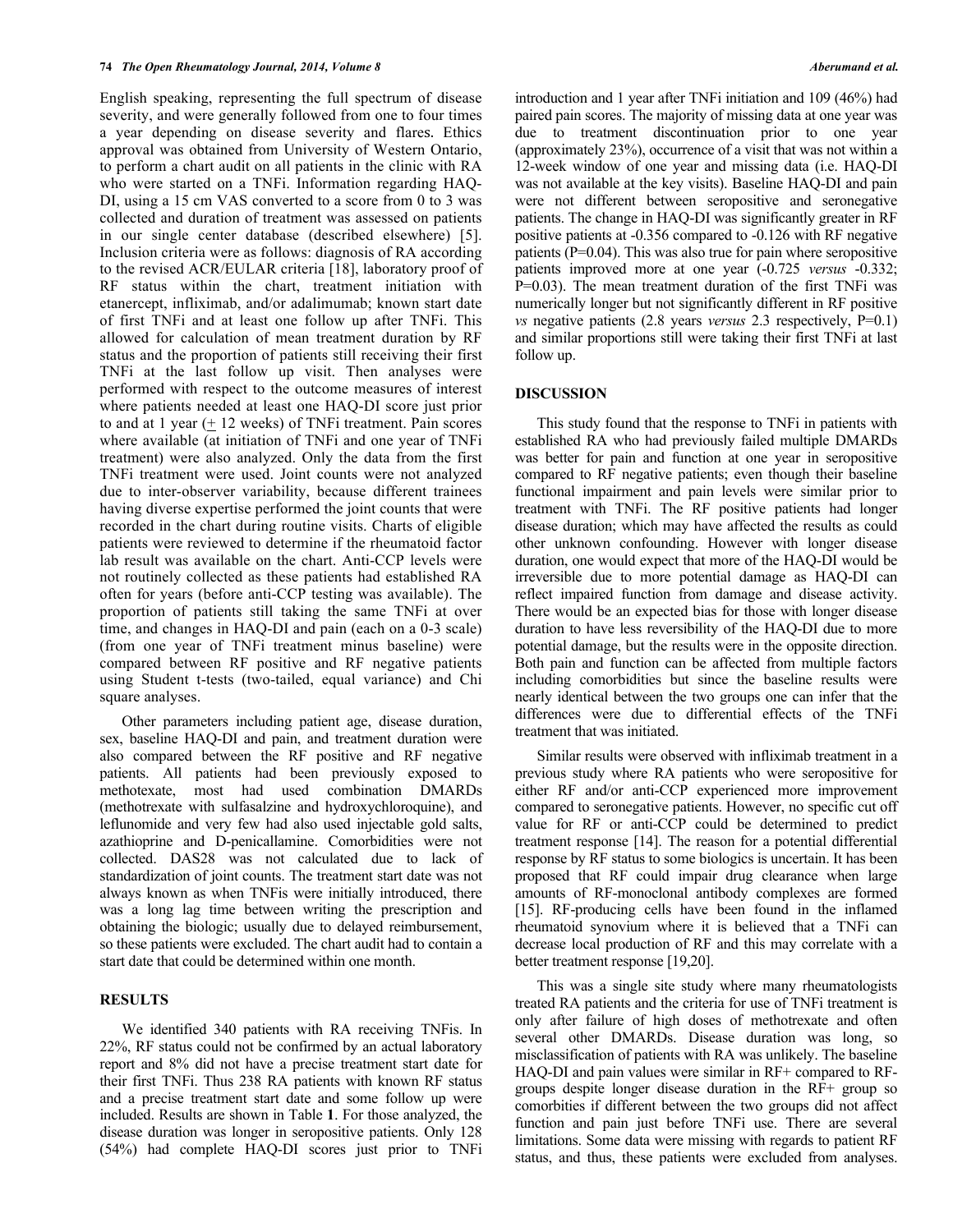English speaking, representing the full spectrum of disease severity, and were generally followed from one to four times a year depending on disease severity and flares. Ethics approval was obtained from University of Western Ontario, to perform a chart audit on all patients in the clinic with RA who were started on a TNFi. Information regarding HAQ-DI, using a 15 cm VAS converted to a score from 0 to 3 was collected and duration of treatment was assessed on patients in our single center database (described elsewhere) [5]. Inclusion criteria were as follows: diagnosis of RA according to the revised ACR/EULAR criteria [18], laboratory proof of RF status within the chart, treatment initiation with etanercept, infliximab, and/or adalimumab; known start date of first TNFi and at least one follow up after TNFi. This allowed for calculation of mean treatment duration by RF status and the proportion of patients still receiving their first TNFi at the last follow up visit. Then analyses were performed with respect to the outcome measures of interest where patients needed at least one HAQ-DI score just prior to and at 1 year (± 12 weeks) of TNFi treatment. Pain scores where available (at initiation of TNFi and one year of TNFi treatment) were also analyzed. Only the data from the first TNFi treatment were used. Joint counts were not analyzed due to inter-observer variability, because different trainees having diverse expertise performed the joint counts that were recorded in the chart during routine visits. Charts of eligible patients were reviewed to determine if the rheumatoid factor lab result was available on the chart. Anti-CCP levels were not routinely collected as these patients had established RA often for years (before anti-CCP testing was available). The proportion of patients still taking the same TNFi at over time, and changes in HAQ-DI and pain (each on a 0-3 scale) (from one year of TNFi treatment minus baseline) were compared between RF positive and RF negative patients using Student t-tests (two-tailed, equal variance) and Chi square analyses.

Other parameters including patient age, disease duration, sex, baseline HAQ-DI and pain, and treatment duration were also compared between the RF positive and RF negative patients. All patients had been previously exposed to methotexate, most had used combination DMARDs (methotrexate with sulfasalzine and hydroxychloroquine), and leflunomide and very few had also used injectable gold salts, azathioprine and D-penicallamine. Comorbidities were not collected. DAS28 was not calculated due to lack of standardization of joint counts. The treatment start date was not always known as when TNFis were initially introduced, there was a long lag time between writing the prescription and obtaining the biologic; usually due to delayed reimbursement, so these patients were excluded. The chart audit had to contain a start date that could be determined within one month.

## RESULTS

We identified 340 patients with RA receiving TNFis. In 22%, RF status could not be confirmed by an actual laboratory report and 8% did not have a precise treatment start date for their first TNFi. Thus 238 RA patients with known RF status and a precise treatment start date and some follow up were included. Results are shown in Table **1**. For those analyzed, the disease duration was longer in seropositive patients. Only 128 (54%) had complete HAQ-DI scores just prior to TNFi introduction and 1 year after TNFi initiation and 109 (46%) had paired pain scores. The majority of missing data at one year was due to treatment discontinuation prior to one year (approximately 23%), occurrence of a visit that was not within a 12-week window of one year and missing data (i.e. HAQ-DI was not available at the key visits). Baseline HAQ-DI and pain were not different between seropositive and seronegative patients. The change in HAQ-DI was significantly greater in RF positive patients at -0.356 compared to -0.126 with RF negative patients (P=0.04). This was also true for pain where seropositive patients improved more at one year (-0.725 *versus* -0.332; P=0.03). The mean treatment duration of the first TNFi was numerically longer but not significantly different in RF positive *vs* negative patients (2.8 years *versus* 2.3 respectively, P=0.1) and similar proportions still were taking their first TNFi at last follow up.

## DISCUSSION

This study found that the response to TNFi in patients with established RA who had previously failed multiple DMARDs was better for pain and function at one year in seropositive compared to RF negative patients; even though their baseline functional impairment and pain levels were similar prior to treatment with TNFi. The RF positive patients had longer disease duration; which may have affected the results as could other unknown confounding. However with longer disease duration, one would expect that more of the HAQ-DI would be irreversible due to more potential damage as HAQ-DI can reflect impaired function from damage and disease activity. There would be an expected bias for those with longer disease duration to have less reversibility of the HAQ-DI due to more potential damage, but the results were in the opposite direction. Both pain and function can be affected from multiple factors including comorbidities but since the baseline results were nearly identical between the two groups one can infer that the differences were due to differential effects of the TNFi treatment that was initiated.

Similar results were observed with infliximab treatment in a previous study where RA patients who were seropositive for either RF and/or anti-CCP experienced more improvement compared to seronegative patients. However, no specific cut off value for RF or anti-CCP could be determined to predict treatment response [14]. The reason for a potential differential response by RF status to some biologics is uncertain. It has been proposed that RF could impair drug clearance when large amounts of RF-monoclonal antibody complexes are formed [15]. RF-producing cells have been found in the inflamed rheumatoid synovium where it is believed that a TNFi can decrease local production of RF and this may correlate with a better treatment response [19,20].

This was a single site study where many rheumatologists treated RA patients and the criteria for use of TNFi treatment is only after failure of high doses of methotrexate and often several other DMARDs. Disease duration was long, so misclassification of patients with RA was unlikely. The baseline HAQ-DI and pain values were similar in RF+ compared to RF- groups despite longer disease duration in the RF+ group so comorbities if different between the two groups did not affect function and pain just before TNFi use. There are several limitations. Some data were missing with regards to patient RF status, and thus, these patients were excluded from analyses.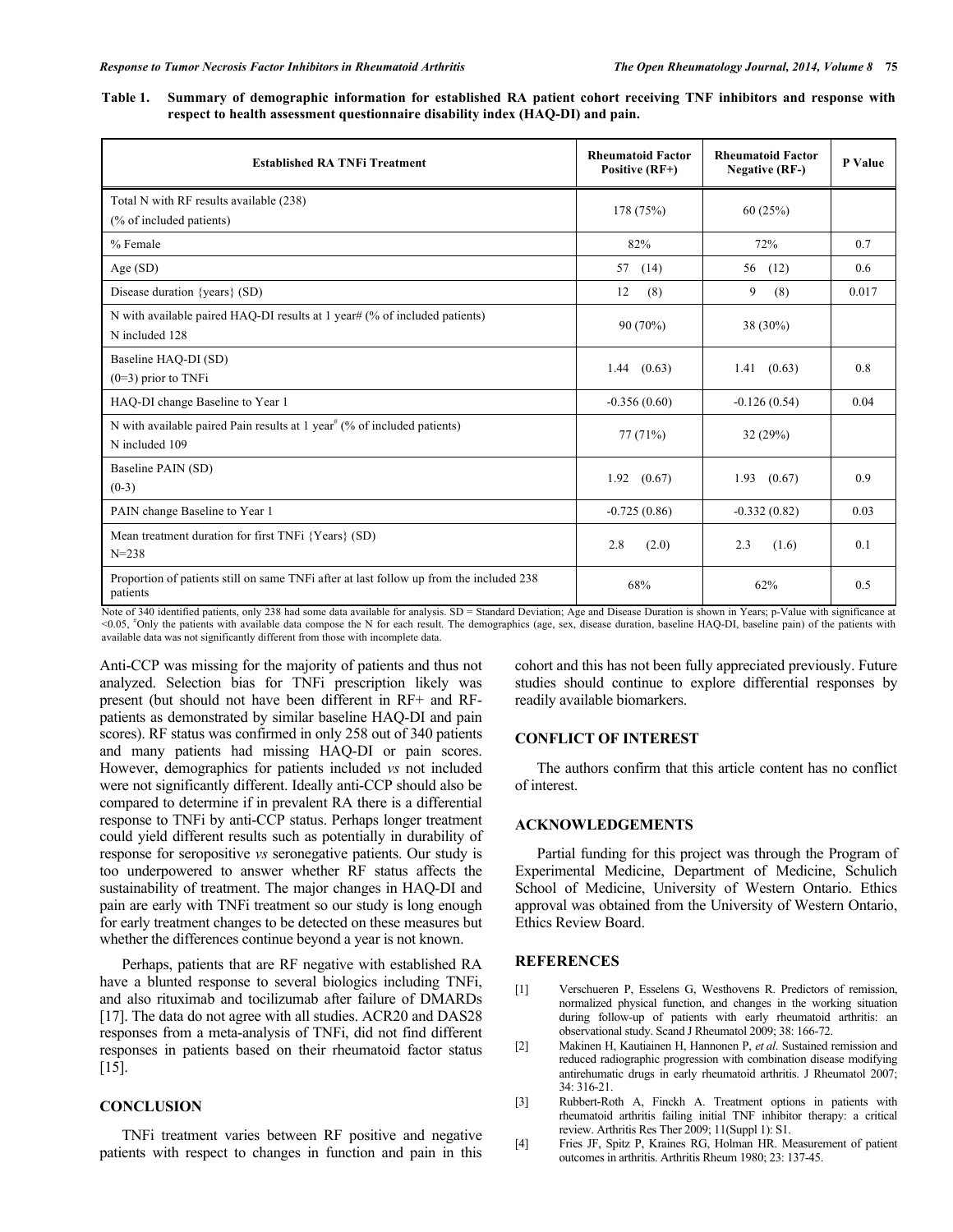**Table 1. Summary of demographic information for established RA patient cohort receiving TNF inhibitors and response with respect to health assessment questionnaire disability index (HAQ-DI) and pain.**

| Established RA TNFi Treatment | Rheumatoid Factor Positive (RF+) | Rheumatoid Factor Negative (RF-) | P Value |
|---|---|---|---|
| Total N with RF results available (238) (% of included patients) | 178 (75%) | 60 (25%) | |
| % Female | 82% | 72% | 0.7 |
| Age (SD) | 57 (14) | 56 (12) | 0.6 |
| Disease duration {years} (SD) | 12 (8) | 9 (8) | 0.017 |
| N with available paired HAQ-DI results at 1 year# (% of included patients) N included 128 | 90 (70%) | 38 (30%) | |
| Baseline HAQ-DI (SD) (0=3) prior to TNFi | 1.44 (0.63) | 1.41 (0.63) | 0.8 |
| HAQ-DI change Baseline to Year 1 | -0.356 (0.60) | -0.126 (0.54) | 0.04 |
| N with available paired Pain results at 1 year# (% of included patients) N included 109 | 77 (71%) | 32 (29%) | |
| Baseline PAIN (SD) (0-3) | 1.92 (0.67) | 1.93 (0.67) | 0.9 |
| PAIN change Baseline to Year 1 | -0.725 (0.86) | -0.332 (0.82) | 0.03 |
| Mean treatment duration for first TNFi {Years} (SD) N=238 | 2.8 (2.0) | 2.3 (1.6) | 0.1 |
| Proportion of patients still on same TNFi after at last follow up from the included 238 patients | 68% | 62% | 0.5 |

Note of 340 identified patients, only 238 had some data available for analysis. SD = Standard Deviation; Age and Disease Duration is shown in Years; p-Value with significance at <0.05, #Only the patients with available data compose the N for each result. The demographics (age, sex, disease duration, baseline HAQ-DI, baseline pain) of the patients with available data was not significantly different from those with incomplete data.

Anti-CCP was missing for the majority of patients and thus not analyzed. Selection bias for TNFi prescription likely was present (but should not have been different in RF+ and RF- patients as demonstrated by similar baseline HAQ-DI and pain scores). RF status was confirmed in only 258 out of 340 patients and many patients had missing HAQ-DI or pain scores. However, demographics for patients included *vs* not included were not significantly different. Ideally anti-CCP should also be compared to determine if in prevalent RA there is a differential response to TNFi by anti-CCP status. Perhaps longer treatment could yield different results such as potentially in durability of response for seropositive *vs* seronegative patients. Our study is too underpowered to answer whether RF status affects the sustainability of treatment. The major changes in HAQ-DI and pain are early with TNFi treatment so our study is long enough for early treatment changes to be detected on these measures but whether the differences continue beyond a year is not known.

Perhaps, patients that are RF negative with established RA have a blunted response to several biologics including TNFi, and also rituximab and tocilizumab after failure of DMARDs [17]. The data do not agree with all studies. ACR20 and DAS28 responses from a meta-analysis of TNFi, did not find different responses in patients based on their rheumatoid factor status [15].

## CONCLUSION

TNFi treatment varies between RF positive and negative patients with respect to changes in function and pain in this cohort and this has not been fully appreciated previously. Future studies should continue to explore differential responses by readily available biomarkers.

## CONFLICT OF INTEREST

The authors confirm that this article content has no conflict of interest.

## ACKNOWLEDGEMENTS

Partial funding for this project was through the Program of Experimental Medicine, Department of Medicine, Schulich School of Medicine, University of Western Ontario. Ethics approval was obtained from the University of Western Ontario, Ethics Review Board.

## REFERENCES

[1] Verschueren P, Esselens G, Westhovens R. Predictors of remission, normalized physical function, and changes in the working situation during follow-up of patients with early rheumatoid arthritis: an observational study. Scand J Rheumatol 2009; 38: 166-72.

[2] Makinen H, Kautiainen H, Hannonen P, *et al*. Sustained remission and reduced radiographic progression with combination disease modifying antirehumatic drugs in early rheumatoid arthritis. J Rheumatol 2007; 34: 316-21.

[3] Rubbert-Roth A, Finckh A. Treatment options in patients with rheumatoid arthritis failing initial TNF inhibitor therapy: a critical review. Arthritis Res Ther 2009; 11(Suppl 1): S1.

[4] Fries JF, Spitz P, Kraines RG, Holman HR. Measurement of patient outcomes in arthritis. Arthritis Rheum 1980; 23: 137-45.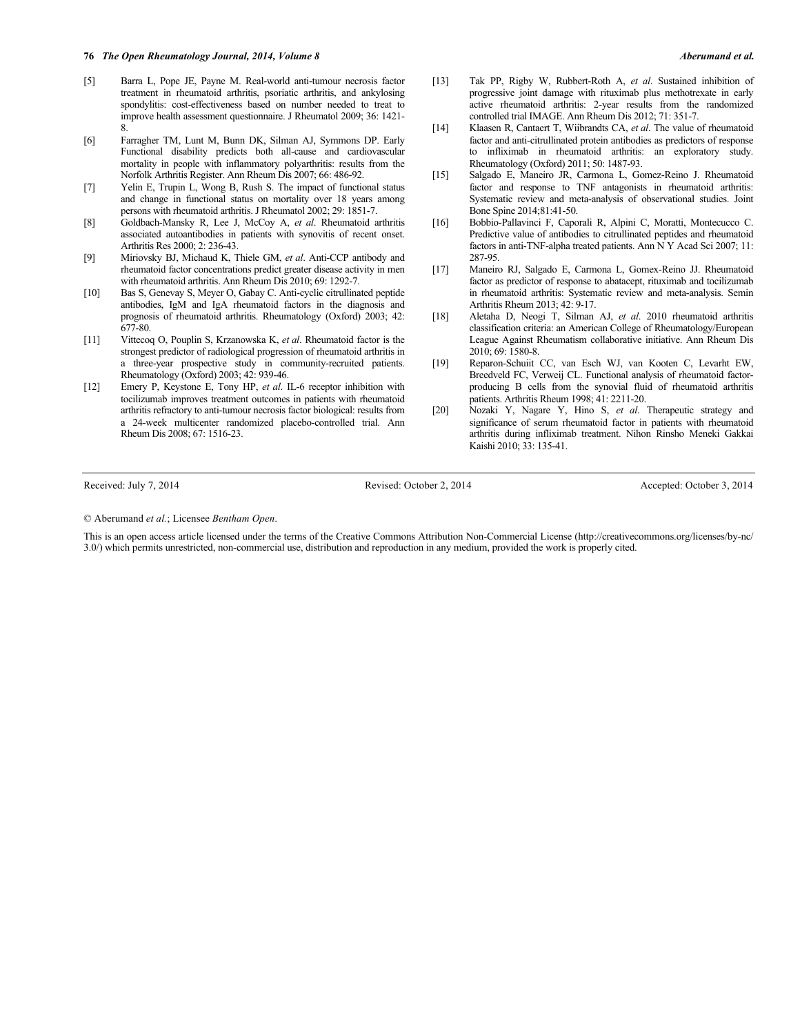[5] Barra L, Pope JE, Payne M. Real-world anti-tumour necrosis factor treatment in rheumatoid arthritis, psoriatic arthritis, and ankylosing spondylitis: cost-effectiveness based on number needed to treat to improve health assessment questionnaire. J Rheumatol 2009; 36: 1421-8.

[6] Farragher TM, Lunt M, Bunn DK, Silman AJ, Symmons DP. Early Functional disability predicts both all-cause and cardiovascular mortality in people with inflammatory polyarthritis: results from the Norfolk Arthritis Register. Ann Rheum Dis 2007; 66: 486-92.

[7] Yelin E, Trupin L, Wong B, Rush S. The impact of functional status and change in functional status on mortality over 18 years among persons with rheumatoid arthritis. J Rheumatol 2002; 29: 1851-7.

[8] Goldbach-Mansky R, Lee J, McCoy A, *et al*. Rheumatoid arthritis associated autoantibodies in patients with synovitis of recent onset. Arthritis Res 2000; 2: 236-43.

[9] Miriovsky BJ, Michaud K, Thiele GM, *et al*. Anti-CCP antibody and rheumatoid factor concentrations predict greater disease activity in men with rheumatoid arthritis. Ann Rheum Dis 2010; 69: 1292-7.

[10] Bas S, Genevay S, Meyer O, Gabay C. Anti-cyclic citrullinated peptide antibodies, IgM and IgA rheumatoid factors in the diagnosis and prognosis of rheumatoid arthritis. Rheumatology (Oxford) 2003; 42: 677-80.

[11] Vittecoq O, Pouplin S, Krzanowska K, *et al*. Rheumatoid factor is the strongest predictor of radiological progression of rheumatoid arthritis in a three-year prospective study in community-recruited patients. Rheumatology (Oxford) 2003; 42: 939-46.

[12] Emery P, Keystone E, Tony HP, *et al*. IL-6 receptor inhibition with tocilizumab improves treatment outcomes in patients with rheumatoid arthritis refractory to anti-tumour necrosis factor biological: results from a 24-week multicenter randomized placebo-controlled trial. Ann Rheum Dis 2008; 67: 1516-23.

[13] Tak PP, Rigby W, Rubbert-Roth A, *et al*. Sustained inhibition of progressive joint damage with rituximab plus methotrexate in early active rheumatoid arthritis: 2-year results from the randomized controlled trial IMAGE. Ann Rheum Dis 2012; 71: 351-7.

[14] Klaasen R, Cantaert T, Wiibrandts CA, *et al*. The value of rheumatoid factor and anti-citrullinated protein antibodies as predictors of response to infliximab in rheumatoid arthritis: an exploratory study. Rheumatology (Oxford) 2011; 50: 1487-93.

[15] Salgado E, Maneiro JR, Carmona L, Gomez-Reino J. Rheumatoid factor and response to TNF antagonists in rheumatoid arthritis: Systematic review and meta-analysis of observational studies. Joint Bone Spine 2014;81:41-50.

[16] Bobbio-Pallavinci F, Caporali R, Alpini C, Moratti, Montecucco C. Predictive value of antibodies to citrullinated peptides and rheumatoid factors in anti-TNF-alpha treated patients. Ann N Y Acad Sci 2007; 11: 287-95.

[17] Maneiro RJ, Salgado E, Carmona L, Gomex-Reino JJ. Rheumatoid factor as predictor of response to abatacept, rituximab and tocilizumab in rheumatoid arthritis: Systematic review and meta-analysis. Semin Arthritis Rheum 2013; 42: 9-17.

[18] Aletaha D, Neogi T, Silman AJ, *et al*. 2010 rheumatoid arthritis classification criteria: an American College of Rheumatology/European League Against Rheumatism collaborative initiative. Ann Rheum Dis 2010; 69: 1580-8.

[19] Reparon-Schuiit CC, van Esch WJ, van Kooten C, Levarht EW, Breedveld FC, Verweij CL. Functional analysis of rheumatoid factor-producing B cells from the synovial fluid of rheumatoid arthritis patients. Arthritis Rheum 1998; 41: 2211-20.

[20] Nozaki Y, Nagare Y, Hino S, *et al*. Therapeutic strategy and significance of serum rheumatoid factor in patients with rheumatoid arthritis during infliximab treatment. Nihon Rinsho Meneki Gakkai Kaishi 2010; 33: 135-41.

Received: July 7, 2014 Revised: October 2, 2014 Accepted: October 3, 2014

© Aberumand *et al.*; Licensee *Bentham Open*.

This is an open access article licensed under the terms of the Creative Commons Attribution Non-Commercial License (http://creativecommons.org/licenses/by-nc/3.0/) which permits unrestricted, non-commercial use, distribution and reproduction in any medium, provided the work is properly cited.